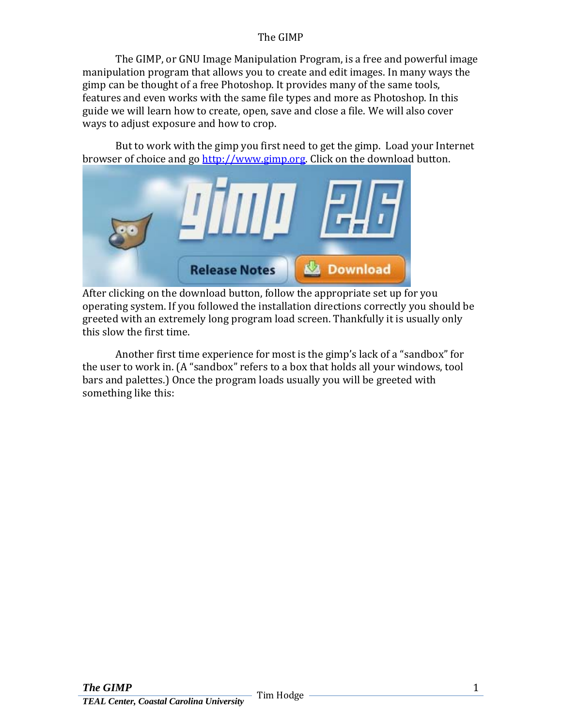# The GIMP

The GIMP, or GNU Image Manipulation Program, is a free and powerful image manipulation program that allows you to create and edit images. In many ways the gimp can be thought of a free Photoshop. It provides many of the same tools, features and even works with the same file types and more as Photoshop. In this guide we will learn how to create, open, save and close a file. We will also cover ways to adjust exposure and how to crop.

But to work with the gimp you first need to get the gimp. Load your Internet browser of choice and go http://www.gimp.org. Click on the download button.

After clicking on the download button, follow the appropriate set up for you operating system. If you followed the installation directions correctly you should be greeted with an extremely long program load screen. Thankfully it is usually only this slow the first time.

Another first time experience for most is the gimp's lack of a "sandbox" for the user to work in. (A "sandbox" refers to a box that holds all your windows, tool bars and palettes.) Once the program loads usually you will be greeted with something like this: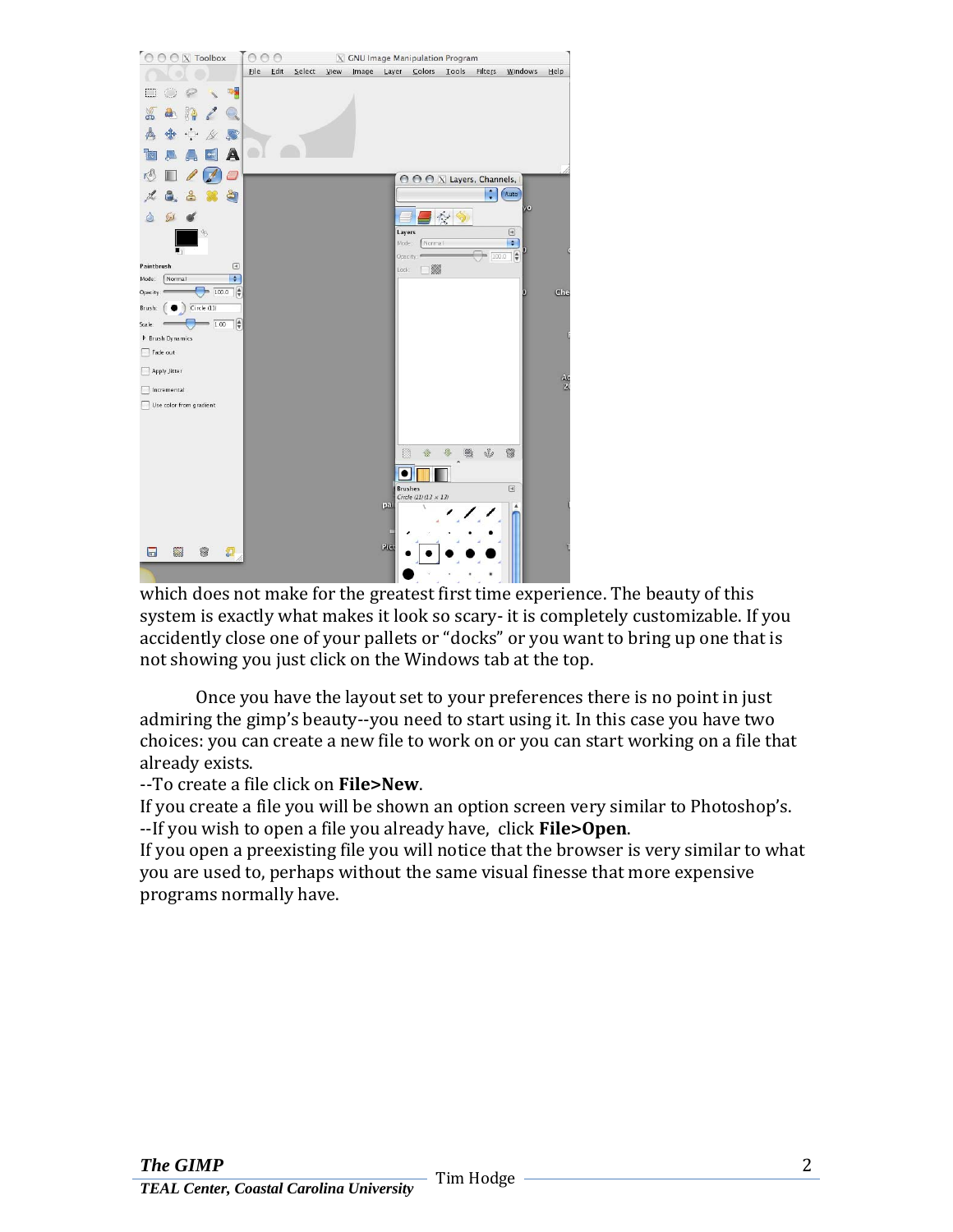which does not make for the greatest first time experience. The beauty of this system is exactly what makes it look so scary- it is completely customizable. If you accidently close one of your pallets or "docks" or you want to bring up one that is not showing you just click on the Windows tab at the top.

Once you have the layout set to your preferences there is no point in just admiring the gimp's beauty--you need to start using it. In this case you have two choices: you can create a new file to work on or you can start working on a file that already exists.

--To create a file click on **File>New**.

If you create a file you will be shown an option screen very similar to Photoshop's.

--If you wish to open a file you already have, click **File>Open**.

If you open a preexisting file you will notice that the browser is very similar to what you are used to, perhaps without the same visual finesse that more expensive programs normally have.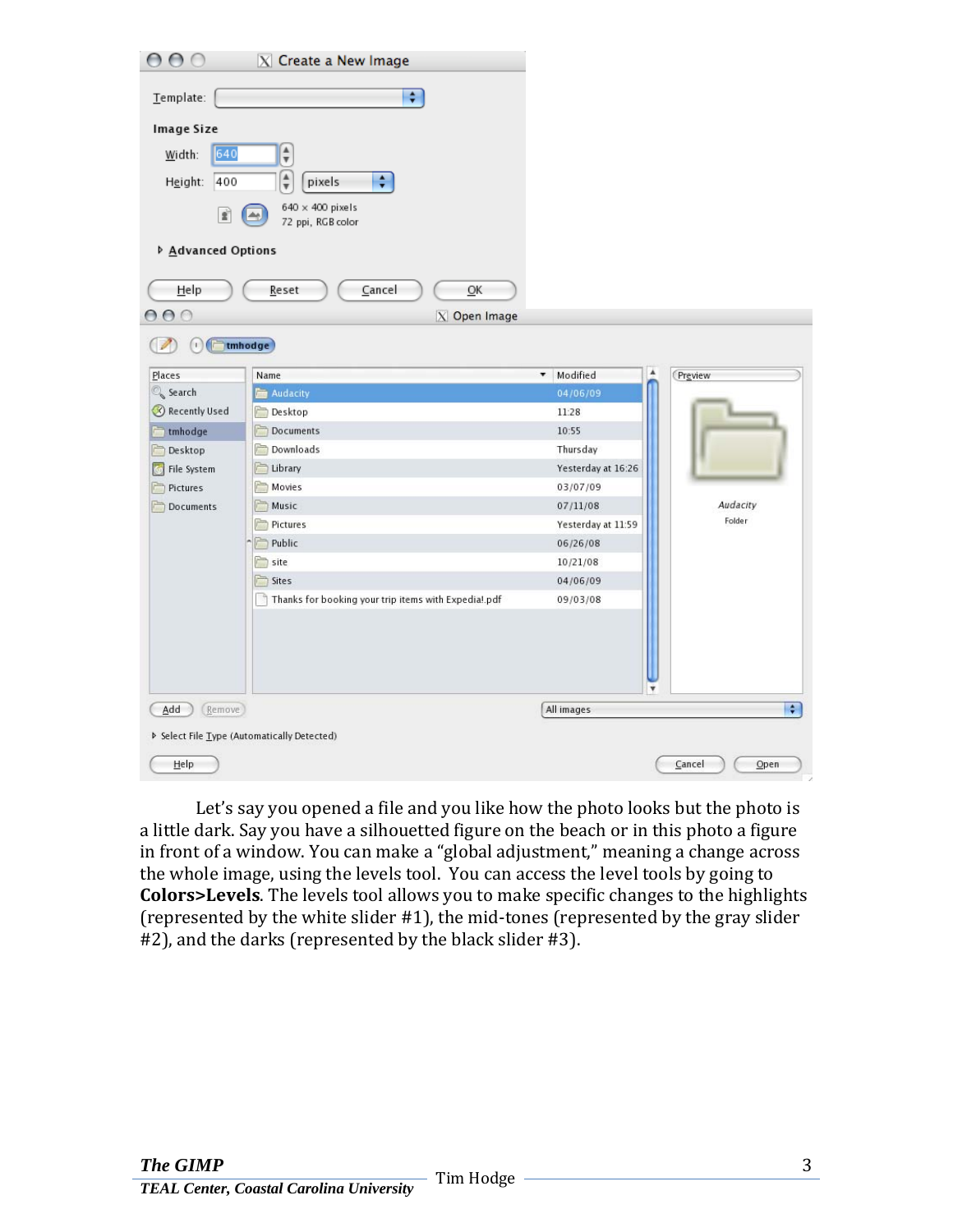Let's say you opened a file and you like how the photo looks but the photo is a little dark. Say you have a silhouetted figure on the beach or in this photo a figure in front of a window. You can make a "global adjustment," meaning a change across the whole image, using the levels tool. You can access the level tools by going to **Colors>Levels**. The levels tool allows you to make specific changes to the highlights (represented by the white slider #1), the mid-tones (represented by the gray slider #2), and the darks (represented by the black slider #3).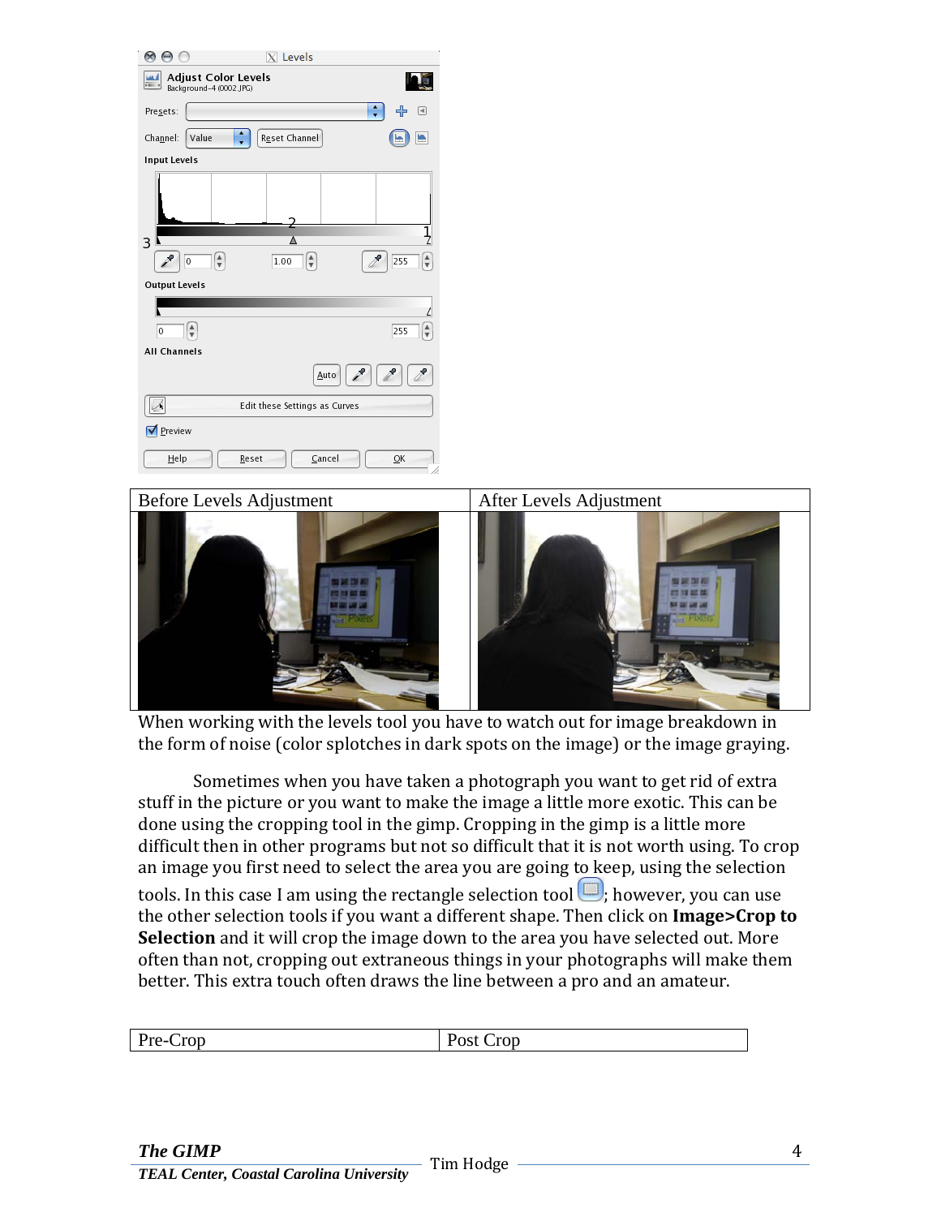| Before Levels Adjustment | After Levels Adjustment |
|---|---|
| | |

When working with the levels tool you have to watch out for image breakdown in the form of noise (color splotches in dark spots on the image) or the image graying.

Sometimes when you have taken a photograph you want to get rid of extra stuff in the picture or you want to make the image a little more exotic. This can be done using the cropping tool in the gimp. Cropping in the gimp is a little more difficult then in other programs but not so difficult that it is not worth using. To crop an image you first need to select the area you are going to keep, using the selection tools. In this case I am using the rectangle selection tool ; however, you can use the other selection tools if you want a different shape. Then click on **Image>Crop to Selection** and it will crop the image down to the area you have selected out. More often than not, cropping out extraneous things in your photographs will make them better. This extra touch often draws the line between a pro and an amateur.

| Pre-Crop | Post Crop |
|---|---|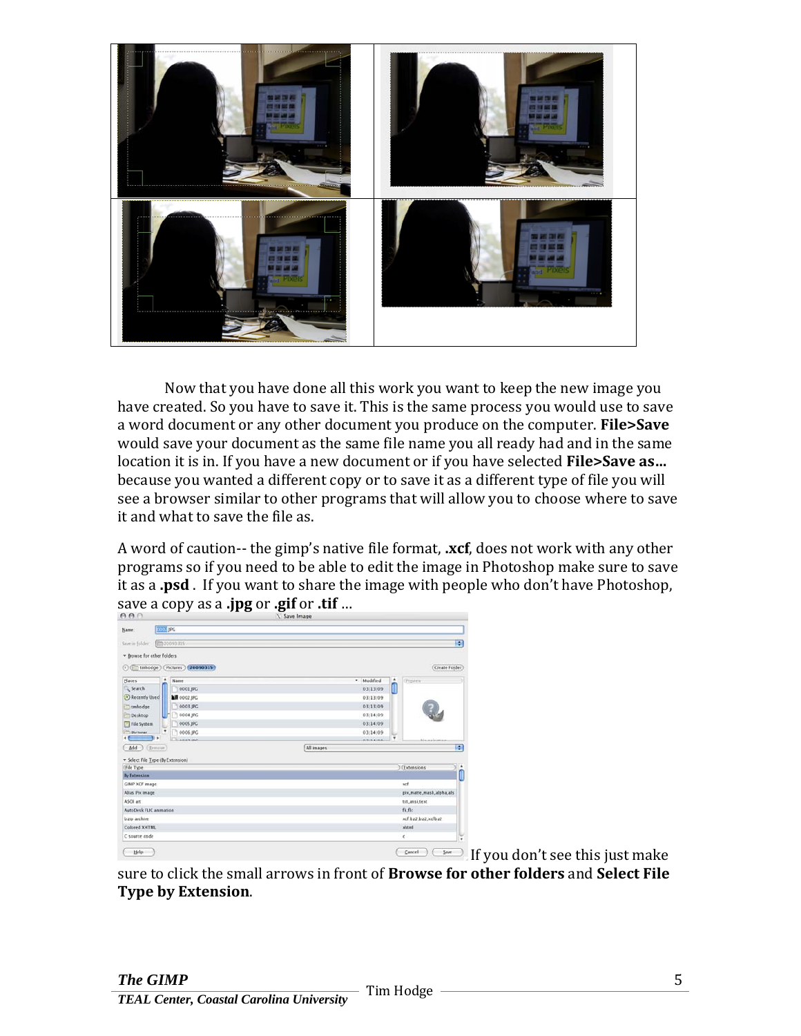Now that you have done all this work you want to keep the new image you have created. So you have to save it. This is the same process you would use to save a word document or any other document you produce on the computer. **File>Save** would save your document as the same file name you all ready had and in the same location it is in. If you have a new document or if you have selected **File>Save as…** because you wanted a different copy or to save it as a different type of file you will see a browser similar to other programs that will allow you to choose where to save it and what to save the file as.

A word of caution-- the gimp's native file format, **.xcf**, does not work with any other programs so if you need to be able to edit the image in Photoshop make sure to save it as a **.psd** . If you want to share the image with people who don't have Photoshop, save a copy as a **.jpg** or **.gif** or **.tif** …

If you don't see this just make sure to click the small arrows in front of **Browse for other folders** and **Select File Type by Extension**.